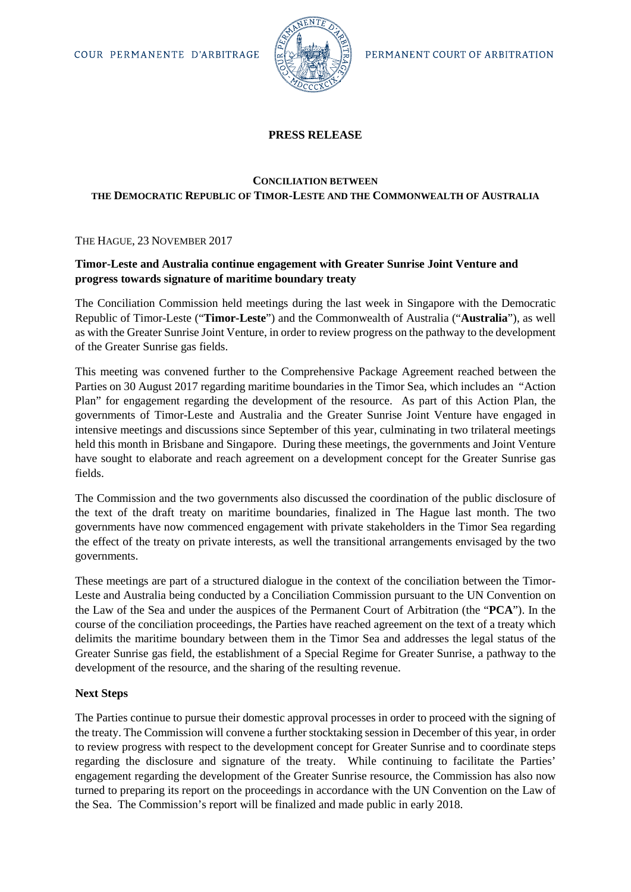COUR PERMANENTE D'ARBITRAGE PERMANENT COURT OF ARBITRATION

# PRESS RELEASE

## CONCILIATION BETWEEN THE DEMOCRATIC REPUBLIC OF TIMOR-LESTE AND THE COMMONWEALTH OF AUSTRALIA

THE HAGUE, 23 NOVEMBER 2017

**Timor-Leste and Australia continue engagement with Greater Sunrise Joint Venture and progress towards signature of maritime boundary treaty**

The Conciliation Commission held meetings during the last week in Singapore with the Democratic Republic of Timor-Leste ("**Timor-Leste**") and the Commonwealth of Australia ("**Australia**"), as well as with the Greater Sunrise Joint Venture, in order to review progress on the pathway to the development of the Greater Sunrise gas fields.

This meeting was convened further to the Comprehensive Package Agreement reached between the Parties on 30 August 2017 regarding maritime boundaries in the Timor Sea, which includes an "Action Plan" for engagement regarding the development of the resource. As part of this Action Plan, the governments of Timor-Leste and Australia and the Greater Sunrise Joint Venture have engaged in intensive meetings and discussions since September of this year, culminating in two trilateral meetings held this month in Brisbane and Singapore. During these meetings, the governments and Joint Venture have sought to elaborate and reach agreement on a development concept for the Greater Sunrise gas fields.

The Commission and the two governments also discussed the coordination of the public disclosure of the text of the draft treaty on maritime boundaries, finalized in The Hague last month. The two governments have now commenced engagement with private stakeholders in the Timor Sea regarding the effect of the treaty on private interests, as well the transitional arrangements envisaged by the two governments.

These meetings are part of a structured dialogue in the context of the conciliation between the Timor-Leste and Australia being conducted by a Conciliation Commission pursuant to the UN Convention on the Law of the Sea and under the auspices of the Permanent Court of Arbitration (the "**PCA**"). In the course of the conciliation proceedings, the Parties have reached agreement on the text of a treaty which delimits the maritime boundary between them in the Timor Sea and addresses the legal status of the Greater Sunrise gas field, the establishment of a Special Regime for Greater Sunrise, a pathway to the development of the resource, and the sharing of the resulting revenue.

### Next Steps

The Parties continue to pursue their domestic approval processes in order to proceed with the signing of the treaty. The Commission will convene a further stocktaking session in December of this year, in order to review progress with respect to the development concept for Greater Sunrise and to coordinate steps regarding the disclosure and signature of the treaty. While continuing to facilitate the Parties' engagement regarding the development of the Greater Sunrise resource, the Commission has also now turned to preparing its report on the proceedings in accordance with the UN Convention on the Law of the Sea. The Commission's report will be finalized and made public in early 2018.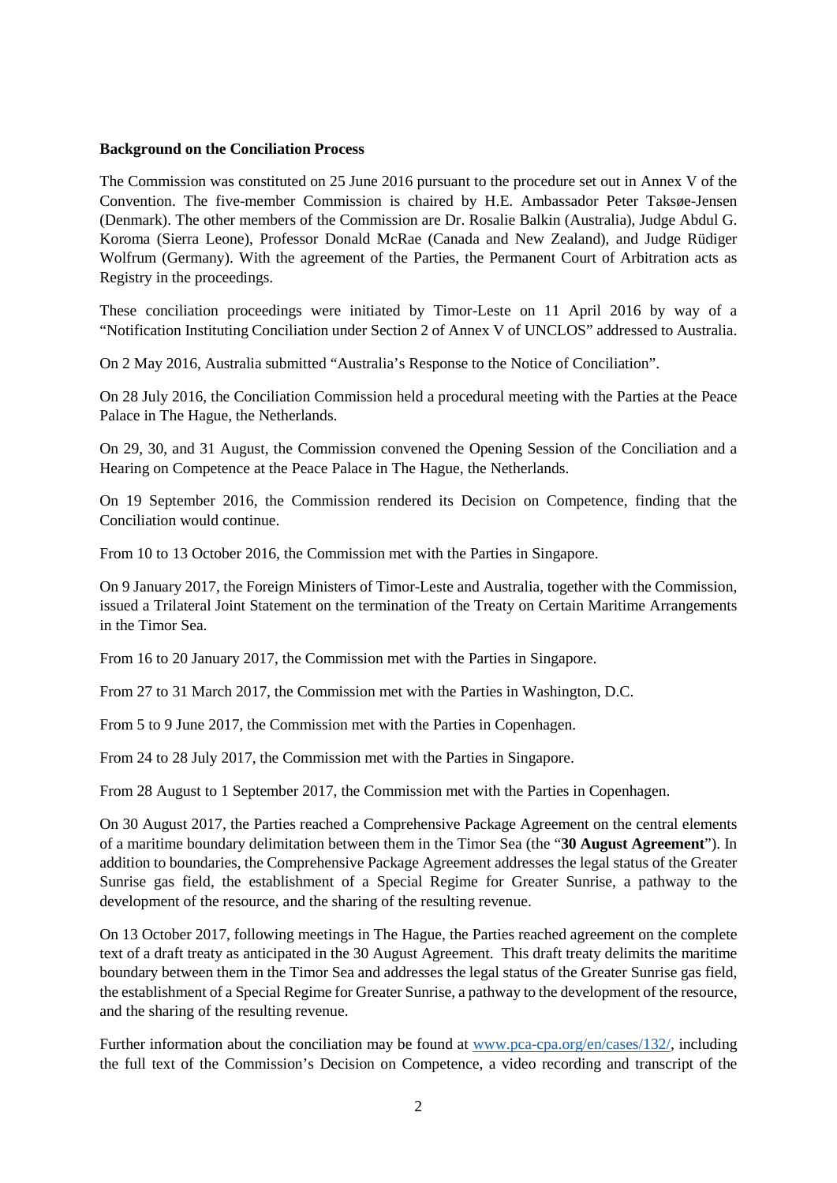**Background on the Conciliation Process**

The Commission was constituted on 25 June 2016 pursuant to the procedure set out in Annex V of the Convention. The five-member Commission is chaired by H.E. Ambassador Peter Taksøe-Jensen (Denmark). The other members of the Commission are Dr. Rosalie Balkin (Australia), Judge Abdul G. Koroma (Sierra Leone), Professor Donald McRae (Canada and New Zealand), and Judge Rüdiger Wolfrum (Germany). With the agreement of the Parties, the Permanent Court of Arbitration acts as Registry in the proceedings.

These conciliation proceedings were initiated by Timor-Leste on 11 April 2016 by way of a "Notification Instituting Conciliation under Section 2 of Annex V of UNCLOS" addressed to Australia.

On 2 May 2016, Australia submitted "Australia's Response to the Notice of Conciliation".

On 28 July 2016, the Conciliation Commission held a procedural meeting with the Parties at the Peace Palace in The Hague, the Netherlands.

On 29, 30, and 31 August, the Commission convened the Opening Session of the Conciliation and a Hearing on Competence at the Peace Palace in The Hague, the Netherlands.

On 19 September 2016, the Commission rendered its Decision on Competence, finding that the Conciliation would continue.

From 10 to 13 October 2016, the Commission met with the Parties in Singapore.

On 9 January 2017, the Foreign Ministers of Timor-Leste and Australia, together with the Commission, issued a Trilateral Joint Statement on the termination of the Treaty on Certain Maritime Arrangements in the Timor Sea.

From 16 to 20 January 2017, the Commission met with the Parties in Singapore.

From 27 to 31 March 2017, the Commission met with the Parties in Washington, D.C.

From 5 to 9 June 2017, the Commission met with the Parties in Copenhagen.

From 24 to 28 July 2017, the Commission met with the Parties in Singapore.

From 28 August to 1 September 2017, the Commission met with the Parties in Copenhagen.

On 30 August 2017, the Parties reached a Comprehensive Package Agreement on the central elements of a maritime boundary delimitation between them in the Timor Sea (the "**30 August Agreement**"). In addition to boundaries, the Comprehensive Package Agreement addresses the legal status of the Greater Sunrise gas field, the establishment of a Special Regime for Greater Sunrise, a pathway to the development of the resource, and the sharing of the resulting revenue.

On 13 October 2017, following meetings in The Hague, the Parties reached agreement on the complete text of a draft treaty as anticipated in the 30 August Agreement. This draft treaty delimits the maritime boundary between them in the Timor Sea and addresses the legal status of the Greater Sunrise gas field, the establishment of a Special Regime for Greater Sunrise, a pathway to the development of the resource, and the sharing of the resulting revenue.

Further information about the conciliation may be found at www.pca-cpa.org/en/cases/132/, including the full text of the Commission's Decision on Competence, a video recording and transcript of the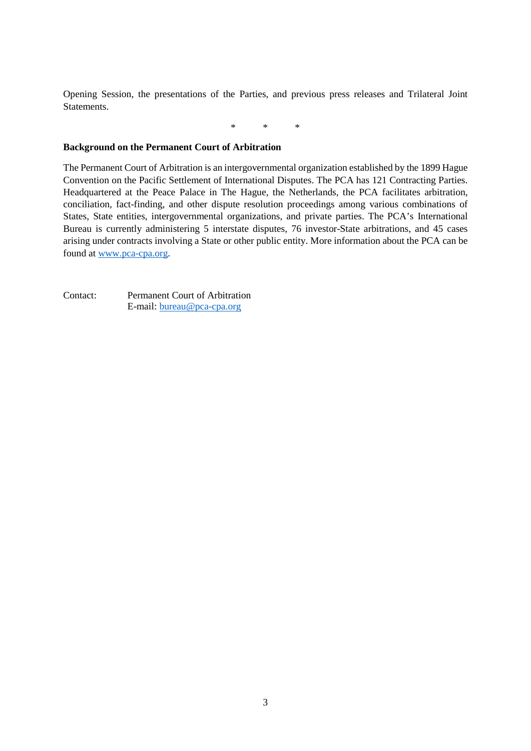Opening Session, the presentations of the Parties, and previous press releases and Trilateral Joint Statements.

\*     \*     \*

**Background on the Permanent Court of Arbitration**

The Permanent Court of Arbitration is an intergovernmental organization established by the 1899 Hague Convention on the Pacific Settlement of International Disputes. The PCA has 121 Contracting Parties. Headquartered at the Peace Palace in The Hague, the Netherlands, the PCA facilitates arbitration, conciliation, fact-finding, and other dispute resolution proceedings among various combinations of States, State entities, intergovernmental organizations, and private parties. The PCA's International Bureau is currently administering 5 interstate disputes, 76 investor-State arbitrations, and 45 cases arising under contracts involving a State or other public entity. More information about the PCA can be found at [www.pca-cpa.org](http://www.pca-cpa.org).

Contact: Permanent Court of Arbitration
E-mail: [bureau@pca-cpa.org](mailto:bureau@pca-cpa.org)